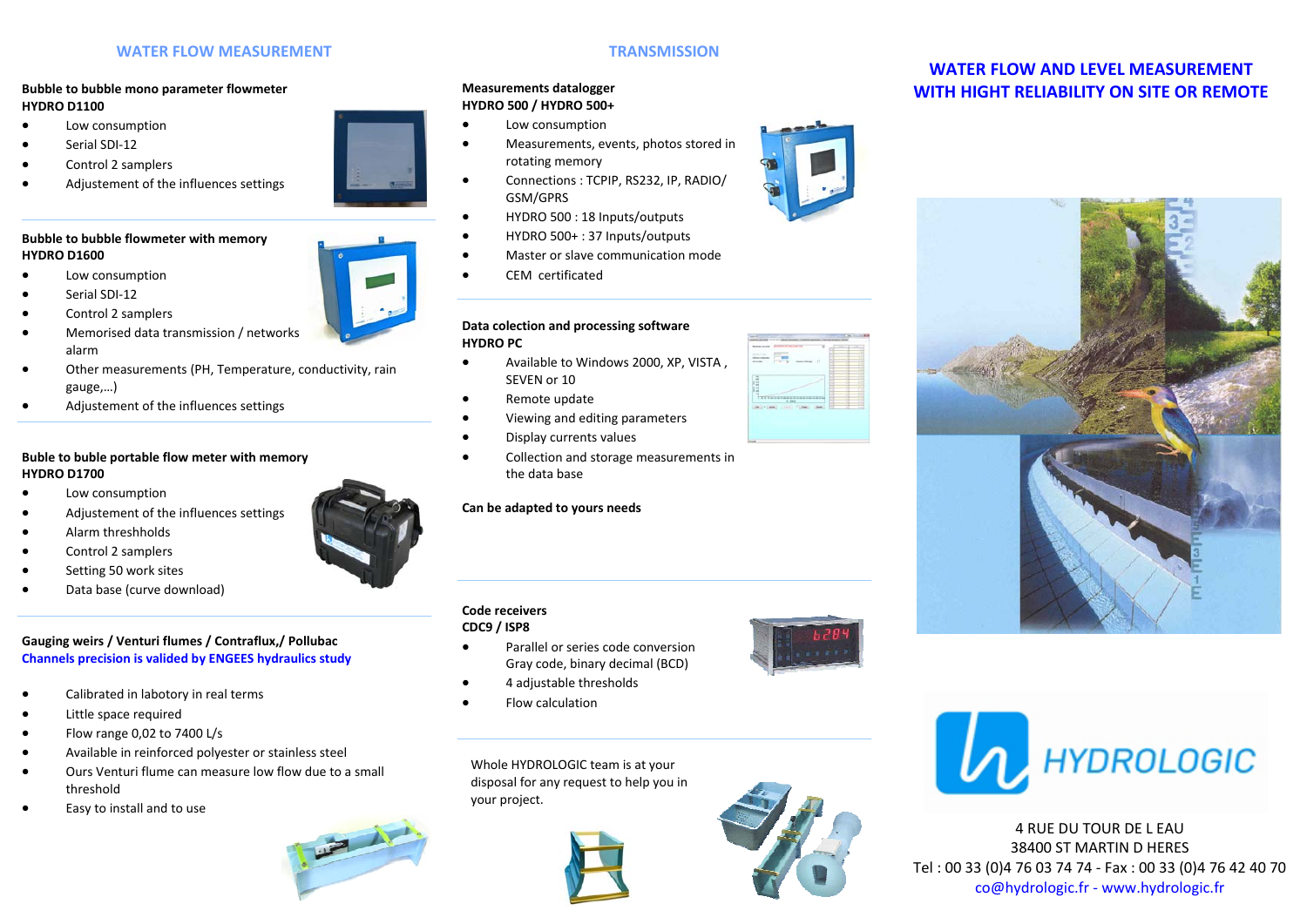## WATER FLOW MEASUREMENT

**Bubble to bubble mono parameter flowmeter**
**HYDRO D1100**

- Low consumption
- Serial SDI-12
- Control 2 samplers
- Adjustement of the influences settings

**Bubble to bubble flowmeter with memory**
**HYDRO D1600**

- Low consumption
- Serial SDI-12
- Control 2 samplers
- Memorised data transmission / networks alarm
- Other measurements (PH, Temperature, conductivity, rain gauge,…)
- Adjustement of the influences settings

**Buble to buble portable flow meter with memory**
**HYDRO D1700**

- Low consumption
- Adjustement of the influences settings
- Alarm threshholds
- Control 2 samplers
- Setting 50 work sites
- Data base (curve download)

**Gauging weirs / Venturi flumes / Contraflux,/ Pollubac**
**Channels precision is valided by ENGEES hydraulics study**

- Calibrated in labotory in real terms
- Little space required
- Flow range 0,02 to 7400 L/s
- Available in reinforced polyester or stainless steel
- Ours Venturi flume can measure low flow due to a small threshold
- Easy to install and to use

## TRANSMISSION

**Measurements datalogger**
**HYDRO 500 / HYDRO 500+**

- Low consumption
- Measurements, events, photos stored in rotating memory
- Connections : TCPIP, RS232, IP, RADIO/ GSM/GPRS
- HYDRO 500 : 18 Inputs/outputs
- HYDRO 500+ : 37 Inputs/outputs
- Master or slave communication mode
- CEM certificated

**Data colection and processing software**
**HYDRO PC**

- Available to Windows 2000, XP, VISTA , SEVEN or 10
- Remote update
- Viewing and editing parameters
- Display currents values
- Collection and storage measurements in the data base

**Can be adapted to yours needs**

**Code receivers**
**CDC9 / ISP8**

- Parallel or series code conversion Gray code, binary decimal (BCD)
- 4 adjustable thresholds
- Flow calculation

Whole HYDROLOGIC team is at your disposal for any request to help you in your project.

## WATER FLOW AND LEVEL MEASUREMENT WITH HIGHT RELIABILITY ON SITE OR REMOTE

HYDROLOGIC

4 RUE DU TOUR DE L EAU
38400 ST MARTIN D HERES
Tel : 00 33 (0)4 76 03 74 74 - Fax : 00 33 (0)4 76 42 40 70
co@hydrologic.fr - www.hydrologic.fr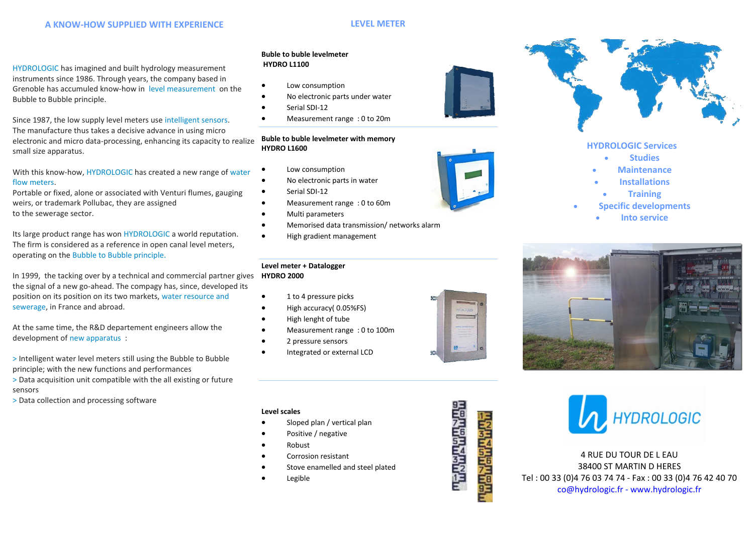## A KNOW-HOW SUPPLIED WITH EXPERIENCE

HYDROLOGIC has imagined and built hydrology measurement instruments since 1986. Through years, the company based in Grenoble has accumuled know-how in level measurement on the Bubble to Bubble principle.

Since 1987, the low supply level meters use intelligent sensors. The manufacture thus takes a decisive advance in using micro electronic and micro data-processing, enhancing its capacity to realize small size apparatus.

With this know-how, HYDROLOGIC has created a new range of water flow meters.
Portable or fixed, alone or associated with Venturi flumes, gauging weirs, or trademark Pollubac, they are assigned to the sewerage sector.

Its large product range has won HYDROLOGIC a world reputation. The firm is considered as a reference in open canal level meters, operating on the Bubble to Bubble principle.

In 1999, the tacking over by a technical and commercial partner gives the signal of a new go-ahead. The compagy has, since, developed its position on its position on its two markets, water resource and sewerage, in France and abroad.

At the same time, the R&D departement engineers allow the development of new apparatus :

> Intelligent water level meters still using the Bubble to Bubble principle; with the new functions and performances
> Data acquisition unit compatible with the all existing or future sensors
> Data collection and processing software

## LEVEL METER

**Buble to buble levelmeter**
**HYDRO L1100**

- Low consumption
- No electronic parts under water
- Serial SDI-12
- Measurement range : 0 to 20m

**Buble to buble levelmeter with memory**
**HYDRO L1600**

- Low consumption
- No electronic parts in water
- Serial SDI-12
- Measurement range : 0 to 60m
- Multi parameters
- Memorised data transmission/ networks alarm
- High gradient management

**Level meter + Datalogger**
**HYDRO 2000**

- 1 to 4 pressure picks
- High accuracy( 0.05%FS)
- High lenght of tube
- Measurement range : 0 to 100m
- 2 pressure sensors
- Integrated or external LCD

**Level scales**

- Sloped plan / vertical plan
- Positive / negative
- Robust
- Corrosion resistant
- Stove enamelled and steel plated
- Legible

## HYDROLOGIC Services

- Studies
- Maintenance
- Installations
- Training
- Specific developments
- Into service

HYDROLOGIC

4 RUE DU TOUR DE L EAU
38400 ST MARTIN D HERES
Tel : 00 33 (0)4 76 03 74 74 - Fax : 00 33 (0)4 76 42 40 70
co@hydrologic.fr - www.hydrologic.fr